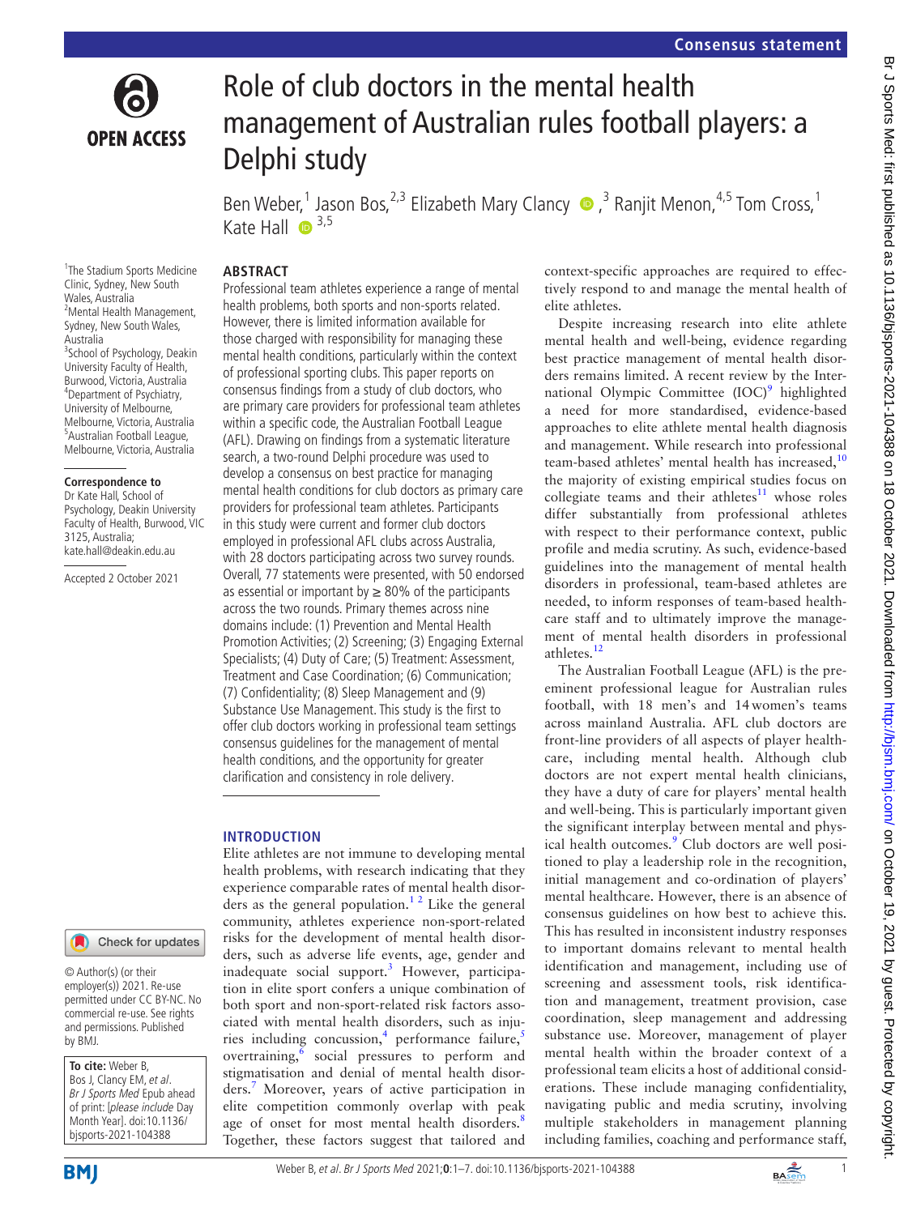# Role of club doctors in the mental health management of Australian rules football players: a Delphi study

Ben Weber,[1] Jason Bos,[2,3] Elizabeth Mary Clancy,[3] Ranjit Menon,[4,5] Tom Cross,[1] Kate Hall[3,5]

[1]The Stadium Sports Medicine Clinic, Sydney, New South Wales, Australia
[2]Mental Health Management, Sydney, New South Wales, Australia
[3]School of Psychology, Deakin University Faculty of Health, Burwood, Victoria, Australia
[4]Department of Psychiatry, University of Melbourne, Melbourne, Victoria, Australia
[5]Australian Football League, Melbourne, Victoria, Australia

**Correspondence to**
Dr Kate Hall, School of Psychology, Deakin University Faculty of Health, Burwood, VIC 3125, Australia; kate.hall@deakin.edu.au

Accepted 2 October 2021

© Author(s) (or their employer(s)) 2021. Re-use permitted under CC BY-NC. No commercial re-use. See rights and permissions. Published by BMJ.

**To cite:** Weber B, Bos J, Clancy EM, *et al*. *Br J Sports Med* Epub ahead of print: [*please include* Day Month Year]. doi:10.1136/bjsports-2021-104388

## ABSTRACT

Professional team athletes experience a range of mental health problems, both sports and non-sports related. However, there is limited information available for those charged with responsibility for managing these mental health conditions, particularly within the context of professional sporting clubs. This paper reports on consensus findings from a study of club doctors, who are primary care providers for professional team athletes within a specific code, the Australian Football League (AFL). Drawing on findings from a systematic literature search, a two-round Delphi procedure was used to develop a consensus on best practice for managing mental health conditions for club doctors as primary care providers for professional team athletes. Participants in this study were current and former club doctors employed in professional AFL clubs across Australia, with 28 doctors participating across two survey rounds. Overall, 77 statements were presented, with 50 endorsed as essential or important by ≥ 80% of the participants across the two rounds. Primary themes across nine domains include: (1) Prevention and Mental Health Promotion Activities; (2) Screening; (3) Engaging External Specialists; (4) Duty of Care; (5) Treatment: Assessment, Treatment and Case Coordination; (6) Communication; (7) Confidentiality; (8) Sleep Management and (9) Substance Use Management. This study is the first to offer club doctors working in professional team settings consensus guidelines for the management of mental health conditions, and the opportunity for greater clarification and consistency in role delivery.

## INTRODUCTION

Elite athletes are not immune to developing mental health problems, with research indicating that they experience comparable rates of mental health disorders as the general population.[1 2] Like the general community, athletes experience non-sport-related risks for the development of mental health disorders, such as adverse life events, age, gender and inadequate social support.[3] However, participation in elite sport confers a unique combination of both sport and non-sport-related risk factors associated with mental health disorders, such as injuries including concussion,[4] performance failure,[5] overtraining,[6] social pressures to perform and stigmatisation and denial of mental health disorders.[7] Moreover, years of active participation in elite competition commonly overlap with peak age of onset for most mental health disorders.[8] Together, these factors suggest that tailored and context-specific approaches are required to effectively respond to and manage the mental health of elite athletes.

Despite increasing research into elite athlete mental health and well-being, evidence regarding best practice management of mental health disorders remains limited. A recent review by the International Olympic Committee (IOC)[9] highlighted a need for more standardised, evidence-based approaches to elite athlete mental health diagnosis and management. While research into professional team-based athletes' mental health has increased,[10] the majority of existing empirical studies focus on collegiate teams and their athletes[11] whose roles differ substantially from professional athletes with respect to their performance context, public profile and media scrutiny. As such, evidence-based guidelines into the management of mental health disorders in professional, team-based athletes are needed, to inform responses of team-based healthcare staff and to ultimately improve the management of mental health disorders in professional athletes.[12]

The Australian Football League (AFL) is the pre-eminent professional league for Australian rules football, with 18 men's and 14 women's teams across mainland Australia. AFL club doctors are front-line providers of all aspects of player healthcare, including mental health. Although club doctors are not expert mental health clinicians, they have a duty of care for players' mental health and well-being. This is particularly important given the significant interplay between mental and physical health outcomes.[9] Club doctors are well positioned to play a leadership role in the recognition, initial management and co-ordination of players' mental healthcare. However, there is an absence of consensus guidelines on how best to achieve this. This has resulted in inconsistent industry responses to important domains relevant to mental health identification and management, including use of screening and assessment tools, risk identification and management, treatment provision, case coordination, sleep management and addressing substance use. Moreover, management of player mental health within the broader context of a professional team elicits a host of additional considerations. These include managing confidentiality, navigating public and media scrutiny, involving multiple stakeholders in management planning including families, coaching and performance staff,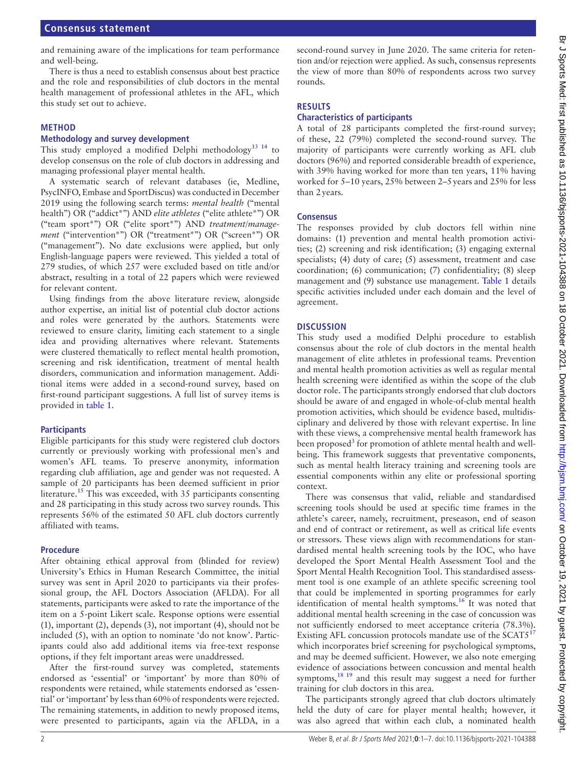and remaining aware of the implications for team performance and well-being.

There is thus a need to establish consensus about best practice and the role and responsibilities of club doctors in the mental health management of professional athletes in the AFL, which this study set out to achieve.

## METHOD

### Methodology and survey development

This study employed a modified Delphi methodology[13,14] to develop consensus on the role of club doctors in addressing and managing professional player mental health.

A systematic search of relevant databases (ie, Medline, PsycINFO, Embase and SportDiscus) was conducted in December 2019 using the following search terms: *mental health* ("mental health") OR ("addict*") AND *elite athletes* ("elite athlete*") OR ("team sport*") OR ("elite sport*") AND *treatment/management* ("intervention*") OR ("treatment*") OR ("screen*") OR ("management"). No date exclusions were applied, but only English-language papers were reviewed. This yielded a total of 279 studies, of which 257 were excluded based on title and/or abstract, resulting in a total of 22 papers which were reviewed for relevant content.

Using findings from the above literature review, alongside author expertise, an initial list of potential club doctor actions and roles were generated by the authors. Statements were reviewed to ensure clarity, limiting each statement to a single idea and providing alternatives where relevant. Statements were clustered thematically to reflect mental health promotion, screening and risk identification, treatment of mental health disorders, communication and information management. Additional items were added in a second-round survey, based on first-round participant suggestions. A full list of survey items is provided in table 1.

### Participants

Eligible participants for this study were registered club doctors currently or previously working with professional men's and women's AFL teams. To preserve anonymity, information regarding club affiliation, age and gender was not requested. A sample of 20 participants has been deemed sufficient in prior literature.[15] This was exceeded, with 35 participants consenting and 28 participating in this study across two survey rounds. This represents 56% of the estimated 50 AFL club doctors currently affiliated with teams.

### Procedure

After obtaining ethical approval from (blinded for review) University's Ethics in Human Research Committee, the initial survey was sent in April 2020 to participants via their professional group, the AFL Doctors Association (AFLDA). For all statements, participants were asked to rate the importance of the item on a 5-point Likert scale. Response options were essential (1), important (2), depends (3), not important (4), should not be included (5), with an option to nominate 'do not know'. Participants could also add additional items via free-text response options, if they felt important areas were unaddressed.

After the first-round survey was completed, statements endorsed as 'essential' or 'important' by more than 80% of respondents were retained, while statements endorsed as 'essential' or 'important' by less than 60% of respondents were rejected. The remaining statements, in addition to newly proposed items, were presented to participants, again via the AFLDA, in a second-round survey in June 2020. The same criteria for retention and/or rejection were applied. As such, consensus represents the view of more than 80% of respondents across two survey rounds.

## RESULTS

### Characteristics of participants

A total of 28 participants completed the first-round survey; of these, 22 (79%) completed the second-round survey. The majority of participants were currently working as AFL club doctors (96%) and reported considerable breadth of experience, with 39% having worked for more than ten years, 11% having worked for 5–10 years, 25% between 2–5 years and 25% for less than 2 years.

### Consensus

The responses provided by club doctors fell within nine domains: (1) prevention and mental health promotion activities; (2) screening and risk identification; (3) engaging external specialists; (4) duty of care; (5) assessment, treatment and case coordination; (6) communication; (7) confidentiality; (8) sleep management and (9) substance use management. Table 1 details specific activities included under each domain and the level of agreement.

## DISCUSSION

This study used a modified Delphi procedure to establish consensus about the role of club doctors in the mental health management of elite athletes in professional teams. Prevention and mental health promotion activities as well as regular mental health screening were identified as within the scope of the club doctor role. The participants strongly endorsed that club doctors should be aware of and engaged in whole-of-club mental health promotion activities, which should be evidence based, multidisciplinary and delivered by those with relevant expertise. In line with these views, a comprehensive mental health framework has been proposed[3] for promotion of athlete mental health and well-being. This framework suggests that preventative components, such as mental health literacy training and screening tools are essential components within any elite or professional sporting context.

There was consensus that valid, reliable and standardised screening tools should be used at specific time frames in the athlete's career, namely, recruitment, preseason, end of season and end of contract or retirement, as well as critical life events or stressors. These views align with recommendations for standardised mental health screening tools by the IOC, who have developed the Sport Mental Health Assessment Tool and the Sport Mental Health Recognition Tool. This standardised assessment tool is one example of an athlete specific screening tool that could be implemented in sporting programmes for early identification of mental health symptoms.[16] It was noted that additional mental health screening in the case of concussion was not sufficiently endorsed to meet acceptance criteria (78.3%). Existing AFL concussion protocols mandate use of the SCAT5[17] which incorporates brief screening for psychological symptoms, and may be deemed sufficient. However, we also note emerging evidence of associations between concussion and mental health symptoms,[18,19] and this result may suggest a need for further training for club doctors in this area.

The participants strongly agreed that club doctors ultimately held the duty of care for player mental health; however, it was also agreed that within each club, a nominated health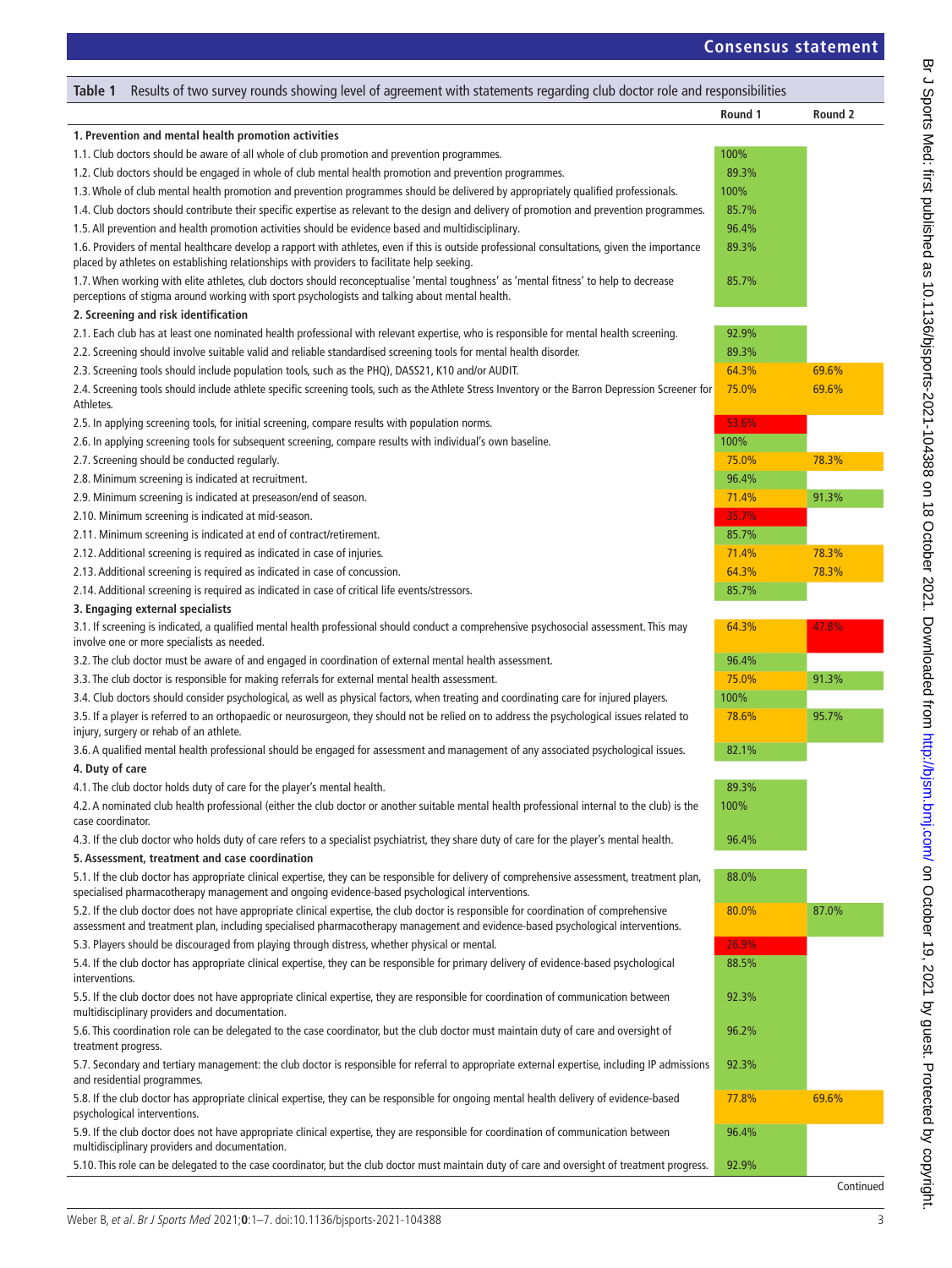**Table 1** Results of two survey rounds showing level of agreement with statements regarding club doctor role and responsibilities

| | Round 1 | Round 2 |
|---|---|---|
| **1. Prevention and mental health promotion activities** | | |
| 1.1. Club doctors should be aware of all whole of club promotion and prevention programmes. | 100% | |
| 1.2. Club doctors should be engaged in whole of club mental health promotion and prevention programmes. | 89.3% | |
| 1.3. Whole of club mental health promotion and prevention programmes should be delivered by appropriately qualified professionals. | 100% | |
| 1.4. Club doctors should contribute their specific expertise as relevant to the design and delivery of promotion and prevention programmes. | 85.7% | |
| 1.5. All prevention and health promotion activities should be evidence based and multidisciplinary. | 96.4% | |
| 1.6. Providers of mental healthcare develop a rapport with athletes, even if this is outside professional consultations, given the importance placed by athletes on establishing relationships with providers to facilitate help seeking. | 89.3% | |
| 1.7. When working with elite athletes, club doctors should reconceptualise 'mental toughness' as 'mental fitness' to help to decrease perceptions of stigma around working with sport psychologists and talking about mental health. | 85.7% | |
| **2. Screening and risk identification** | | |
| 2.1. Each club has at least one nominated health professional with relevant expertise, who is responsible for mental health screening. | 92.9% | |
| 2.2. Screening should involve suitable valid and reliable standardised screening tools for mental health disorder. | 89.3% | |
| 2.3. Screening tools should include population tools, such as the PHQ), DASS21, K10 and/or AUDIT. | 64.3% | 69.6% |
| 2.4. Screening tools should include athlete specific screening tools, such as the Athlete Stress Inventory or the Barron Depression Screener for Athletes. | 75.0% | 69.6% |
| 2.5. In applying screening tools, for initial screening, compare results with population norms. | 53.6% | |
| 2.6. In applying screening tools for subsequent screening, compare results with individual's own baseline. | 100% | |
| 2.7. Screening should be conducted regularly. | 75.0% | 78.3% |
| 2.8. Minimum screening is indicated at recruitment. | 96.4% | |
| 2.9. Minimum screening is indicated at preseason/end of season. | 71.4% | 91.3% |
| 2.10. Minimum screening is indicated at mid-season. | 35.7% | |
| 2.11. Minimum screening is indicated at end of contract/retirement. | 85.7% | |
| 2.12. Additional screening is required as indicated in case of injuries. | 71.4% | 78.3% |
| 2.13. Additional screening is required as indicated in case of concussion. | 64.3% | 78.3% |
| 2.14. Additional screening is required as indicated in case of critical life events/stressors. | 85.7% | |
| **3. Engaging external specialists** | | |
| 3.1. If screening is indicated, a qualified mental health professional should conduct a comprehensive psychosocial assessment. This may involve one or more specialists as needed. | 64.3% | 47.8% |
| 3.2. The club doctor must be aware of and engaged in coordination of external mental health assessment. | 96.4% | |
| 3.3. The club doctor is responsible for making referrals for external mental health assessment. | 75.0% | 91.3% |
| 3.4. Club doctors should consider psychological, as well as physical factors, when treating and coordinating care for injured players. | 100% | |
| 3.5. If a player is referred to an orthopaedic or neurosurgeon, they should not be relied on to address the psychological issues related to injury, surgery or rehab of an athlete. | 78.6% | 95.7% |
| 3.6. A qualified mental health professional should be engaged for assessment and management of any associated psychological issues. | 82.1% | |
| **4. Duty of care** | | |
| 4.1. The club doctor holds duty of care for the player's mental health. | 89.3% | |
| 4.2. A nominated club health professional (either the club doctor or another suitable mental health professional internal to the club) is the case coordinator. | 100% | |
| 4.3. If the club doctor who holds duty of care refers to a specialist psychiatrist, they share duty of care for the player's mental health. | 96.4% | |
| **5. Assessment, treatment and case coordination** | | |
| 5.1. If the club doctor has appropriate clinical expertise, they can be responsible for delivery of comprehensive assessment, treatment plan, specialised pharmacotherapy management and ongoing evidence-based psychological interventions. | 88.0% | |
| 5.2. If the club doctor does not have appropriate clinical expertise, the club doctor is responsible for coordination of comprehensive assessment and treatment plan, including specialised pharmacotherapy management and evidence-based psychological interventions. | 80.0% | 87.0% |
| 5.3. Players should be discouraged from playing through distress, whether physical or mental. | 26.9% | |
| 5.4. If the club doctor has appropriate clinical expertise, they can be responsible for primary delivery of evidence-based psychological interventions. | 88.5% | |
| 5.5. If the club doctor does not have appropriate clinical expertise, they are responsible for coordination of communication between multidisciplinary providers and documentation. | 92.3% | |
| 5.6. This coordination role can be delegated to the case coordinator, but the club doctor must maintain duty of care and oversight of treatment progress. | 96.2% | |
| 5.7. Secondary and tertiary management: the club doctor is responsible for referral to appropriate external expertise, including IP admissions and residential programmes. | 92.3% | |
| 5.8. If the club doctor has appropriate clinical expertise, they can be responsible for ongoing mental health delivery of evidence-based psychological interventions. | 77.8% | 69.6% |
| 5.9. If the club doctor does not have appropriate clinical expertise, they are responsible for coordination of communication between multidisciplinary providers and documentation. | 96.4% | |
| 5.10. This role can be delegated to the case coordinator, but the club doctor must maintain duty of care and oversight of treatment progress. | 92.9% | |

Continued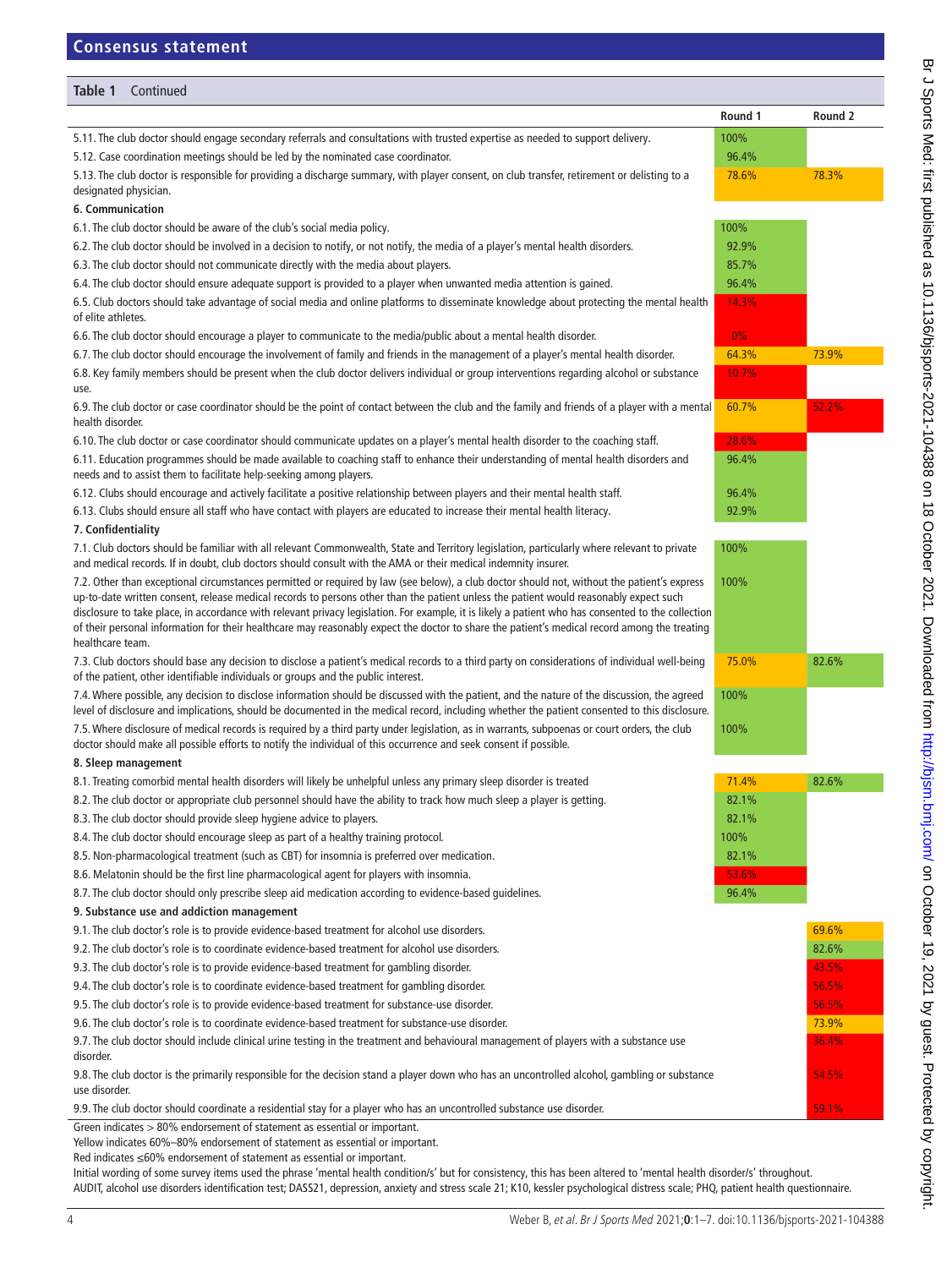**Table 1** Continued

| | Round 1 | Round 2 |
|---|---|---|
| 5.11. The club doctor should engage secondary referrals and consultations with trusted expertise as needed to support delivery. | 100% | |
| 5.12. Case coordination meetings should be led by the nominated case coordinator. | 96.4% | |
| 5.13. The club doctor is responsible for providing a discharge summary, with player consent, on club transfer, retirement or delisting to a designated physician. | 78.6% | 78.3% |
| **6. Communication** | | |
| 6.1. The club doctor should be aware of the club's social media policy. | 100% | |
| 6.2. The club doctor should be involved in a decision to notify, or not notify, the media of a player's mental health disorders. | 92.9% | |
| 6.3. The club doctor should not communicate directly with the media about players. | 85.7% | |
| 6.4. The club doctor should ensure adequate support is provided to a player when unwanted media attention is gained. | 96.4% | |
| 6.5. Club doctors should take advantage of social media and online platforms to disseminate knowledge about protecting the mental health of elite athletes. | 14.3% | |
| 6.6. The club doctor should encourage a player to communicate to the media/public about a mental health disorder. | 0% | |
| 6.7. The club doctor should encourage the involvement of family and friends in the management of a player's mental health disorder. | 64.3% | 73.9% |
| 6.8. Key family members should be present when the club doctor delivers individual or group interventions regarding alcohol or substance use. | 10.7% | |
| 6.9. The club doctor or case coordinator should be the point of contact between the club and the family and friends of a player with a mental health disorder. | 60.7% | 52.2% |
| 6.10. The club doctor or case coordinator should communicate updates on a player's mental health disorder to the coaching staff. | 28.6% | |
| 6.11. Education programmes should be made available to coaching staff to enhance their understanding of mental health disorders and needs and to assist them to facilitate help-seeking among players. | 96.4% | |
| 6.12. Clubs should encourage and actively facilitate a positive relationship between players and their mental health staff. | 96.4% | |
| 6.13. Clubs should ensure all staff who have contact with players are educated to increase their mental health literacy. | 92.9% | |
| **7. Confidentiality** | | |
| 7.1. Club doctors should be familiar with all relevant Commonwealth, State and Territory legislation, particularly where relevant to private and medical records. If in doubt, club doctors should consult with the AMA or their medical indemnity insurer. | 100% | |
| 7.2. Other than exceptional circumstances permitted or required by law (see below), a club doctor should not, without the patient's express up-to-date written consent, release medical records to persons other than the patient unless the patient would reasonably expect such disclosure to take place, in accordance with relevant privacy legislation. For example, it is likely a patient who has consented to the collection of their personal information for their healthcare may reasonably expect the doctor to share the patient's medical record among the treating healthcare team. | 100% | |
| 7.3. Club doctors should base any decision to disclose a patient's medical records to a third party on considerations of individual well-being of the patient, other identifiable individuals or groups and the public interest. | 75.0% | 82.6% |
| 7.4. Where possible, any decision to disclose information should be discussed with the patient, and the nature of the discussion, the agreed level of disclosure and implications, should be documented in the medical record, including whether the patient consented to this disclosure. | 100% | |
| 7.5. Where disclosure of medical records is required by a third party under legislation, as in warrants, subpoenas or court orders, the club doctor should make all possible efforts to notify the individual of this occurrence and seek consent if possible. | 100% | |
| **8. Sleep management** | | |
| 8.1. Treating comorbid mental health disorders will likely be unhelpful unless any primary sleep disorder is treated | 71.4% | 82.6% |
| 8.2. The club doctor or appropriate club personnel should have the ability to track how much sleep a player is getting. | 82.1% | |
| 8.3. The club doctor should provide sleep hygiene advice to players. | 82.1% | |
| 8.4. The club doctor should encourage sleep as part of a healthy training protocol. | 100% | |
| 8.5. Non-pharmacological treatment (such as CBT) for insomnia is preferred over medication. | 82.1% | |
| 8.6. Melatonin should be the first line pharmacological agent for players with insomnia. | 53.6% | |
| 8.7. The club doctor should only prescribe sleep aid medication according to evidence-based guidelines. | 96.4% | |
| **9. Substance use and addiction management** | | |
| 9.1. The club doctor's role is to provide evidence-based treatment for alcohol use disorders. | | 69.6% |
| 9.2. The club doctor's role is to coordinate evidence-based treatment for alcohol use disorders. | | 82.6% |
| 9.3. The club doctor's role is to provide evidence-based treatment for gambling disorder. | | 43.5% |
| 9.4. The club doctor's role is to coordinate evidence-based treatment for gambling disorder. | | 56.5% |
| 9.5. The club doctor's role is to provide evidence-based treatment for substance-use disorder. | | 56.5% |
| 9.6. The club doctor's role is to coordinate evidence-based treatment for substance-use disorder. | | 73.9% |
| 9.7. The club doctor should include clinical urine testing in the treatment and behavioural management of players with a substance use disorder. | | 36.4% |
| 9.8. The club doctor is the primarily responsible for the decision stand a player down who has an uncontrolled alcohol, gambling or substance use disorder. | | 54.5% |
| 9.9. The club doctor should coordinate a residential stay for a player who has an uncontrolled substance use disorder. | | 59.1% |

Green indicates > 80% endorsement of statement as essential or important.
Yellow indicates 60%–80% endorsement of statement as essential or important.
Red indicates ≤60% endorsement of statement as essential or important.
Initial wording of some survey items used the phrase 'mental health condition/s' but for consistency, this has been altered to 'mental health disorder/s' throughout.
AUDIT, alcohol use disorders identification test; DASS21, depression, anxiety and stress scale 21; K10, kessler psychological distress scale; PHQ, patient health questionnaire.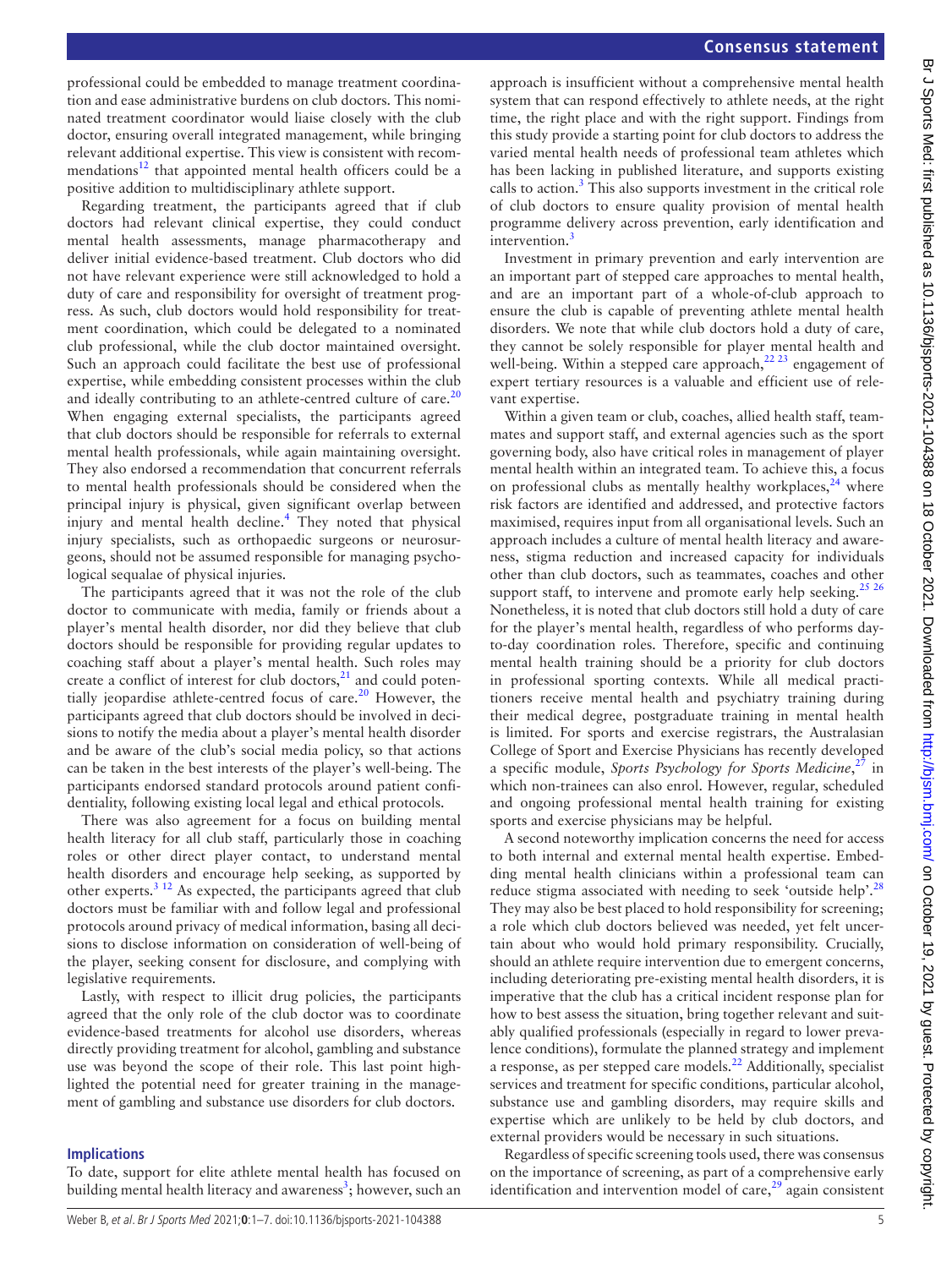professional could be embedded to manage treatment coordination and ease administrative burdens on club doctors. This nominated treatment coordinator would liaise closely with the club doctor, ensuring overall integrated management, while bringing relevant additional expertise. This view is consistent with recommendations[12] that appointed mental health officers could be a positive addition to multidisciplinary athlete support.

Regarding treatment, the participants agreed that if club doctors had relevant clinical expertise, they could conduct mental health assessments, manage pharmacotherapy and deliver initial evidence-based treatment. Club doctors who did not have relevant experience were still acknowledged to hold a duty of care and responsibility for oversight of treatment progress. As such, club doctors would hold responsibility for treatment coordination, which could be delegated to a nominated club professional, while the club doctor maintained oversight. Such an approach could facilitate the best use of professional expertise, while embedding consistent processes within the club and ideally contributing to an athlete-centred culture of care.[20] When engaging external specialists, the participants agreed that club doctors should be responsible for referrals to external mental health professionals, while again maintaining oversight. They also endorsed a recommendation that concurrent referrals to mental health professionals should be considered when the principal injury is physical, given significant overlap between injury and mental health decline.[4] They noted that physical injury specialists, such as orthopaedic surgeons or neurosurgeons, should not be assumed responsible for managing psychological sequalae of physical injuries.

The participants agreed that it was not the role of the club doctor to communicate with media, family or friends about a player's mental health disorder, nor did they believe that club doctors should be responsible for providing regular updates to coaching staff about a player's mental health. Such roles may create a conflict of interest for club doctors,[21] and could potentially jeopardise athlete-centred focus of care.[20] However, the participants agreed that club doctors should be involved in decisions to notify the media about a player's mental health disorder and be aware of the club's social media policy, so that actions can be taken in the best interests of the player's well-being. The participants endorsed standard protocols around patient confidentiality, following existing local legal and ethical protocols.

There was also agreement for a focus on building mental health literacy for all club staff, particularly those in coaching roles or other direct player contact, to understand mental health disorders and encourage help seeking, as supported by other experts.[3,12] As expected, the participants agreed that club doctors must be familiar with and follow legal and professional protocols around privacy of medical information, basing all decisions to disclose information on consideration of well-being of the player, seeking consent for disclosure, and complying with legislative requirements.

Lastly, with respect to illicit drug policies, the participants agreed that the only role of the club doctor was to coordinate evidence-based treatments for alcohol use disorders, whereas directly providing treatment for alcohol, gambling and substance use was beyond the scope of their role. This last point highlighted the potential need for greater training in the management of gambling and substance use disorders for club doctors.

## Implications

To date, support for elite athlete mental health has focused on building mental health literacy and awareness[3]; however, such an approach is insufficient without a comprehensive mental health system that can respond effectively to athlete needs, at the right time, the right place and with the right support. Findings from this study provide a starting point for club doctors to address the varied mental health needs of professional team athletes which has been lacking in published literature, and supports existing calls to action.[3] This also supports investment in the critical role of club doctors to ensure quality provision of mental health programme delivery across prevention, early identification and intervention.[3]

Investment in primary prevention and early intervention are an important part of stepped care approaches to mental health, and are an important part of a whole-of-club approach to ensure the club is capable of preventing athlete mental health disorders. We note that while club doctors hold a duty of care, they cannot be solely responsible for player mental health and well-being. Within a stepped care approach,[22,23] engagement of expert tertiary resources is a valuable and efficient use of relevant expertise.

Within a given team or club, coaches, allied health staff, teammates and support staff, and external agencies such as the sport governing body, also have critical roles in management of player mental health within an integrated team. To achieve this, a focus on professional clubs as mentally healthy workplaces,[24] where risk factors are identified and addressed, and protective factors maximised, requires input from all organisational levels. Such an approach includes a culture of mental health literacy and awareness, stigma reduction and increased capacity for individuals other than club doctors, such as teammates, coaches and other support staff, to intervene and promote early help seeking.[25,26] Nonetheless, it is noted that club doctors still hold a duty of care for the player's mental health, regardless of who performs day-to-day coordination roles. Therefore, specific and continuing mental health training should be a priority for club doctors in professional sporting contexts. While all medical practitioners receive mental health and psychiatry training during their medical degree, postgraduate training in mental health is limited. For sports and exercise registrars, the Australasian College of Sport and Exercise Physicians has recently developed a specific module, *Sports Psychology for Sports Medicine*,[27] in which non-trainees can also enrol. However, regular, scheduled and ongoing professional mental health training for existing sports and exercise physicians may be helpful.

A second noteworthy implication concerns the need for access to both internal and external mental health expertise. Embedding mental health clinicians within a professional team can reduce stigma associated with needing to seek 'outside help'.[28] They may also be best placed to hold responsibility for screening; a role which club doctors believed was needed, yet felt uncertain about who would hold primary responsibility. Crucially, should an athlete require intervention due to emergent concerns, including deteriorating pre-existing mental health disorders, it is imperative that the club has a critical incident response plan for how to best assess the situation, bring together relevant and suitably qualified professionals (especially in regard to lower prevalence conditions), formulate the planned strategy and implement a response, as per stepped care models.[22] Additionally, specialist services and treatment for specific conditions, particular alcohol, substance use and gambling disorders, may require skills and expertise which are unlikely to be held by club doctors, and external providers would be necessary in such situations.

Regardless of specific screening tools used, there was consensus on the importance of screening, as part of a comprehensive early identification and intervention model of care,[29] again consistent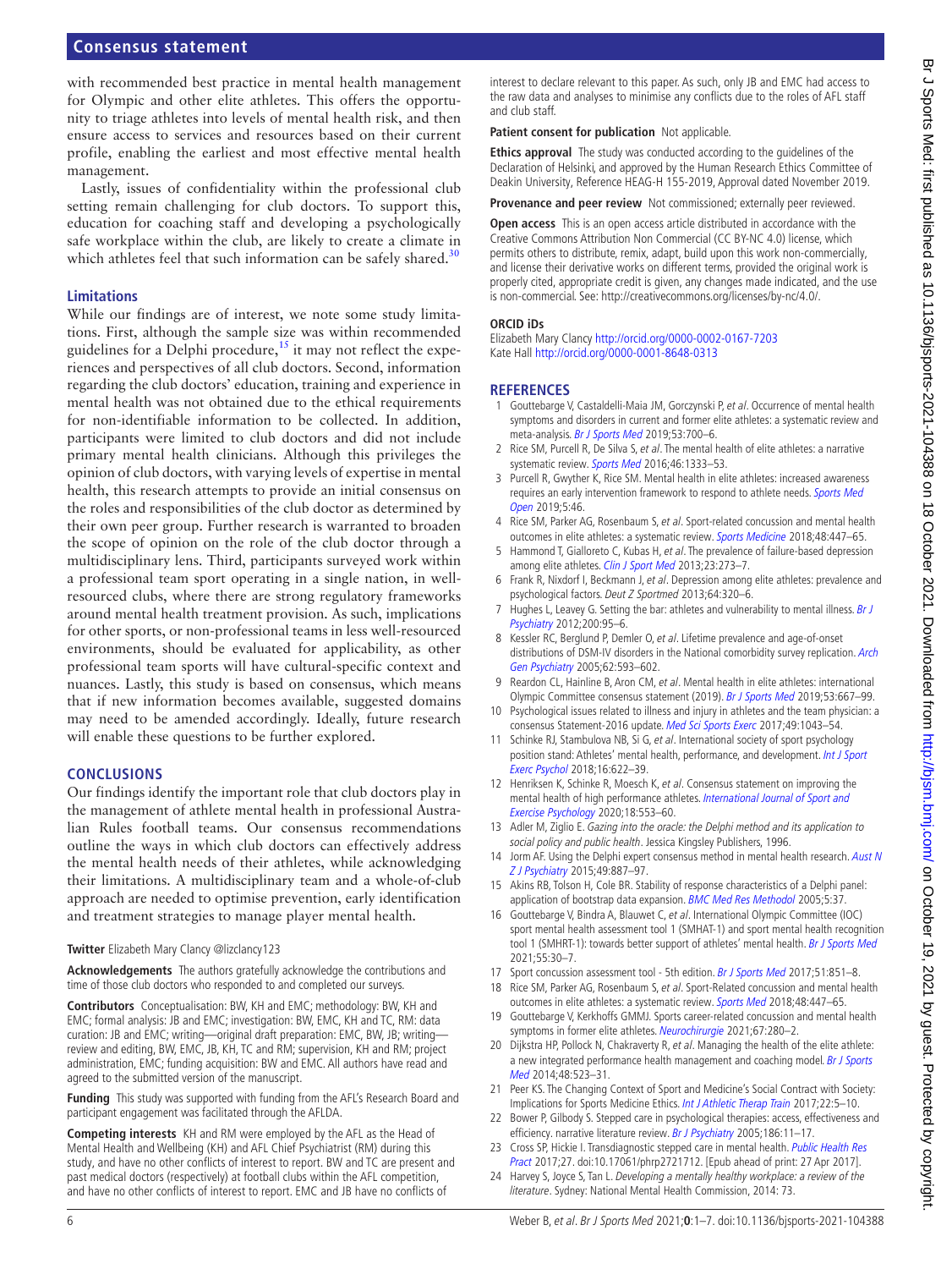with recommended best practice in mental health management for Olympic and other elite athletes. This offers the opportunity to triage athletes into levels of mental health risk, and then ensure access to services and resources based on their current profile, enabling the earliest and most effective mental health management.

Lastly, issues of confidentiality within the professional club setting remain challenging for club doctors. To support this, education for coaching staff and developing a psychologically safe workplace within the club, are likely to create a climate in which athletes feel that such information can be safely shared.[30]

### Limitations

While our findings are of interest, we note some study limitations. First, although the sample size was within recommended guidelines for a Delphi procedure,[15] it may not reflect the experiences and perspectives of all club doctors. Second, information regarding the club doctors' education, training and experience in mental health was not obtained due to the ethical requirements for non-identifiable information to be collected. In addition, participants were limited to club doctors and did not include primary mental health clinicians. Although this privileges the opinion of club doctors, with varying levels of expertise in mental health, this research attempts to provide an initial consensus on the roles and responsibilities of the club doctor as determined by their own peer group. Further research is warranted to broaden the scope of opinion on the role of the club doctor through a multidisciplinary lens. Third, participants surveyed work within a professional team sport operating in a single nation, in well-resourced clubs, where there are strong regulatory frameworks around mental health treatment provision. As such, implications for other sports, or non-professional teams in less well-resourced environments, should be evaluated for applicability, as other professional team sports will have cultural-specific context and nuances. Lastly, this study is based on consensus, which means that if new information becomes available, suggested domains may need to be amended accordingly. Ideally, future research will enable these questions to be further explored.

## CONCLUSIONS

Our findings identify the important role that club doctors play in the management of athlete mental health in professional Australian Rules football teams. Our consensus recommendations outline the ways in which club doctors can effectively address the mental health needs of their athletes, while acknowledging their limitations. A multidisciplinary team and a whole-of-club approach are needed to optimise prevention, early identification and treatment strategies to manage player mental health.

**Twitter** Elizabeth Mary Clancy @lizclancy123

**Acknowledgements** The authors gratefully acknowledge the contributions and time of those club doctors who responded to and completed our surveys.

**Contributors** Conceptualisation: BW, KH and EMC; methodology: BW, KH and EMC; formal analysis: JB and EMC; investigation: BW, EMC, KH and TC, RM: data curation: JB and EMC; writing—original draft preparation: EMC, BW, JB; writing—review and editing, BW, EMC, JB, KH, TC and RM; supervision, KH and RM; project administration, EMC; funding acquisition: BW and EMC. All authors have read and agreed to the submitted version of the manuscript.

**Funding** This study was supported with funding from the AFL's Research Board and participant engagement was facilitated through the AFLDA.

**Competing interests** KH and RM were employed by the AFL as the Head of Mental Health and Wellbeing (KH) and AFL Chief Psychiatrist (RM) during this study, and have no other conflicts of interest to report. BW and TC are present and past medical doctors (respectively) at football clubs within the AFL competition, and have no other conflicts of interest to report. EMC and JB have no conflicts of interest to declare relevant to this paper. As such, only JB and EMC had access to the raw data and analyses to minimise any conflicts due to the roles of AFL staff and club staff.

**Patient consent for publication** Not applicable.

**Ethics approval** The study was conducted according to the guidelines of the Declaration of Helsinki, and approved by the Human Research Ethics Committee of Deakin University, Reference HEAG-H 155-2019, Approval dated November 2019.

**Provenance and peer review** Not commissioned; externally peer reviewed.

**Open access** This is an open access article distributed in accordance with the Creative Commons Attribution Non Commercial (CC BY-NC 4.0) license, which permits others to distribute, remix, adapt, build upon this work non-commercially, and license their derivative works on different terms, provided the original work is properly cited, appropriate credit is given, any changes made indicated, and the use is non-commercial. See: http://creativecommons.org/licenses/by-nc/4.0/.

**ORCID iDs**

Elizabeth Mary Clancy http://orcid.org/0000-0002-0167-7203
Kate Hall http://orcid.org/0000-0001-8648-0313

## REFERENCES

1. Gouttebarge V, Castaldelli-Maia JM, Gorczynski P, *et al*. Occurrence of mental health symptoms and disorders in current and former elite athletes: a systematic review and meta-analysis. *Br J Sports Med* 2019;53:700–6.
2. Rice SM, Purcell R, De Silva S, *et al*. The mental health of elite athletes: a narrative systematic review. *Sports Med* 2016;46:1333–53.
3. Purcell R, Gwyther K, Rice SM. Mental health in elite athletes: increased awareness requires an early intervention framework to respond to athlete needs. *Sports Med Open* 2019;5:46.
4. Rice SM, Parker AG, Rosenbaum S, *et al*. Sport-related concussion and mental health outcomes in elite athletes: a systematic review. *Sports Medicine* 2018;48:447–65.
5. Hammond T, Gialloreto C, Kubas H, *et al*. The prevalence of failure-based depression among elite athletes. *Clin J Sport Med* 2013;23:273–7.
6. Frank R, Nixdorf I, Beckmann J, *et al*. Depression among elite athletes: prevalence and psychological factors. *Deut Z Sportmed* 2013;64:320–6.
7. Hughes L, Leavey G. Setting the bar: athletes and vulnerability to mental illness. *Br J Psychiatry* 2012;200:95–6.
8. Kessler RC, Berglund P, Demler O, *et al*. Lifetime prevalence and age-of-onset distributions of DSM-IV disorders in the National comorbidity survey replication. *Arch Gen Psychiatry* 2005;62:593–602.
9. Reardon CL, Hainline B, Aron CM, *et al*. Mental health in elite athletes: international Olympic Committee consensus statement (2019). *Br J Sports Med* 2019;53:667–99.
10. Psychological issues related to illness and injury in athletes and the team physician: a consensus Statement-2016 update. *Med Sci Sports Exerc* 2017;49:1043–54.
11. Schinke RJ, Stambulova NB, Si G, *et al*. International society of sport psychology position stand: Athletes' mental health, performance, and development. *Int J Sport Exerc Psychol* 2018;16:622–39.
12. Henriksen K, Schinke R, Moesch K, *et al*. Consensus statement on improving the mental health of high performance athletes. *International Journal of Sport and Exercise Psychology* 2020;18:553–60.
13. Adler M, Ziglio E. *Gazing into the oracle: the Delphi method and its application to social policy and public health*. Jessica Kingsley Publishers, 1996.
14. Jorm AF. Using the Delphi expert consensus method in mental health research. *Aust N Z J Psychiatry* 2015;49:887–97.
15. Akins RB, Tolson H, Cole BR. Stability of response characteristics of a Delphi panel: application of bootstrap data expansion. *BMC Med Res Methodol* 2005;5:37.
16. Gouttebarge V, Bindra A, Blauwet C, *et al*. International Olympic Committee (IOC) sport mental health assessment tool 1 (SMHAT-1) and sport mental health recognition tool 1 (SMHRT-1): towards better support of athletes' mental health. *Br J Sports Med* 2021;55:30–7.
17. Sport concussion assessment tool - 5th edition. *Br J Sports Med* 2017;51:851–8.
18. Rice SM, Parker AG, Rosenbaum S, *et al*. Sport-Related concussion and mental health outcomes in elite athletes: a systematic review. *Sports Med* 2018;48:447–65.
19. Gouttebarge V, Kerkhoffs GMMJ. Sports career-related concussion and mental health symptoms in former elite athletes. *Neurochirurgie* 2021;67:280–2.
20. Dijkstra HP, Pollock N, Chakraverty R, *et al*. Managing the health of the elite athlete: a new integrated performance health management and coaching model. *Br J Sports Med* 2014;48:523–31.
21. Peer KS. The Changing Context of Sport and Medicine's Social Contract with Society: Implications for Sports Medicine Ethics. *Int J Athletic Therap Train* 2017;22:5–10.
22. Bower P, Gilbody S. Stepped care in psychological therapies: access, effectiveness and efficiency. narrative literature review. *Br J Psychiatry* 2005;186:11–17.
23. Cross SP, Hickie I. Transdiagnostic stepped care in mental health. *Public Health Res Pract* 2017;27. doi:10.17061/phrp2721712. [Epub ahead of print: 27 Apr 2017].
24. Harvey S, Joyce S, Tan L. *Developing a mentally healthy workplace: a review of the literature*. Sydney: National Mental Health Commission, 2014: 73.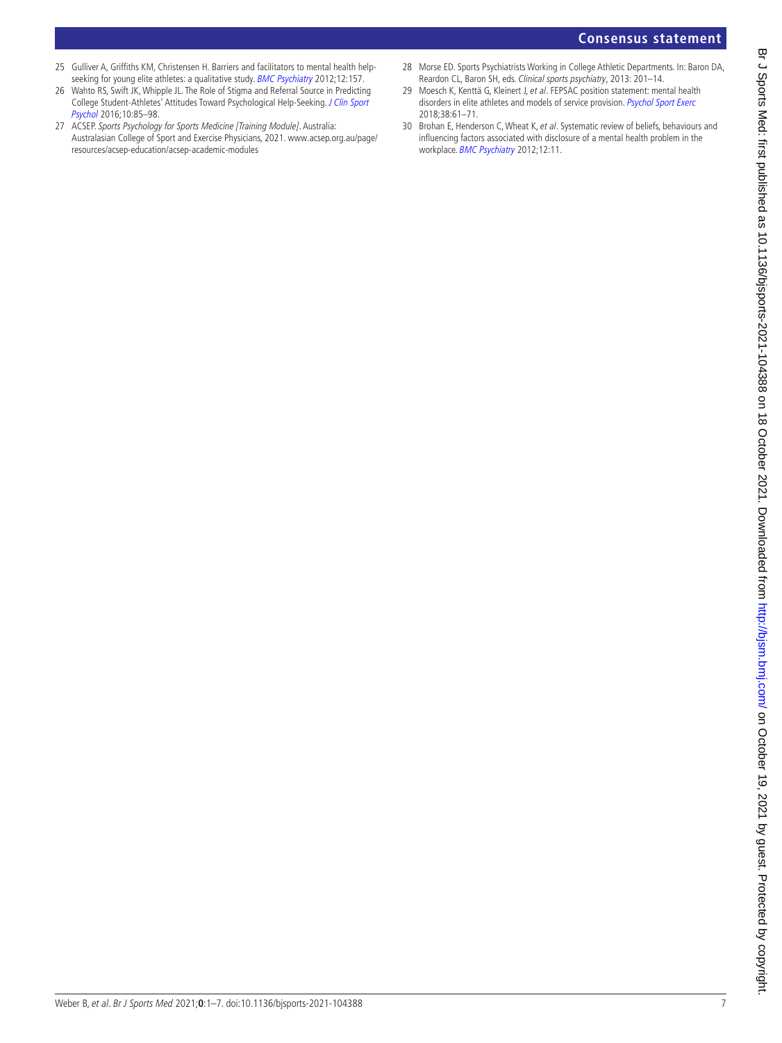25 Gulliver A, Griffiths KM, Christensen H. Barriers and facilitators to mental health help-seeking for young elite athletes: a qualitative study. *BMC Psychiatry* 2012;12:157.

26 Wahto RS, Swift JK, Whipple JL. The Role of Stigma and Referral Source in Predicting College Student-Athletes' Attitudes Toward Psychological Help-Seeking. *J Clin Sport Psychol* 2016;10:85–98.

27 ACSEP. *Sports Psychology for Sports Medicine [Training Module]*. Australia: Australasian College of Sport and Exercise Physicians, 2021. www.acsep.org.au/page/resources/acsep-education/acsep-academic-modules

28 Morse ED. Sports Psychiatrists Working in College Athletic Departments. In: Baron DA, Reardon CL, Baron SH, eds. *Clinical sports psychiatry*, 2013: 201–14.

29 Moesch K, Kenttä G, Kleinert J, *et al*. FEPSAC position statement: mental health disorders in elite athletes and models of service provision. *Psychol Sport Exerc* 2018;38:61–71.

30 Brohan E, Henderson C, Wheat K, *et al*. Systematic review of beliefs, behaviours and influencing factors associated with disclosure of a mental health problem in the workplace. *BMC Psychiatry* 2012;12:11.